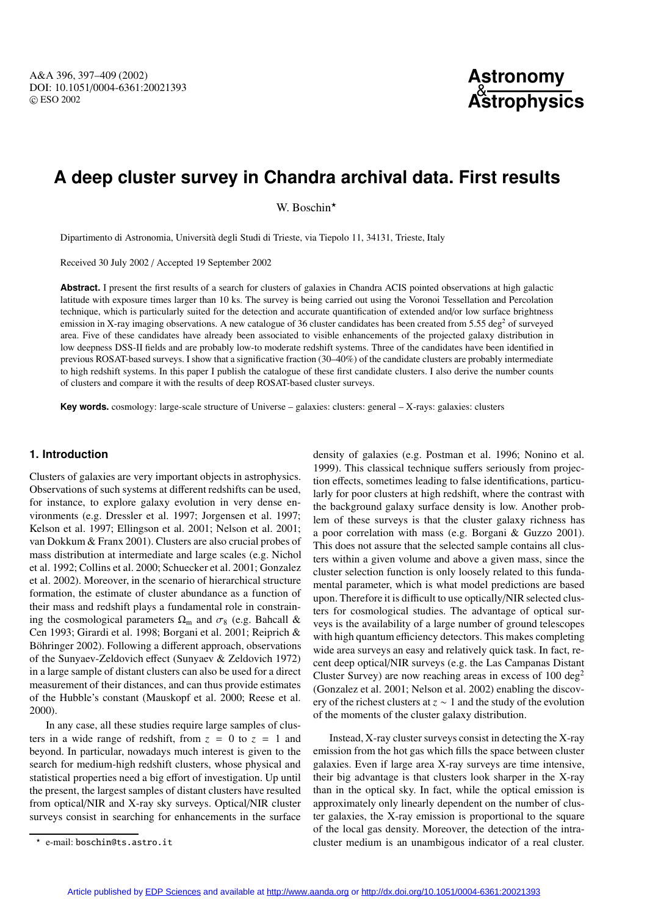# A deep cluster survey in Chandra archival data. First results

W. Boschin⋆

Dipartimento di Astronomia, Università degli Studi di Trieste, via Tiepolo 11, 34131, Trieste, Italy

Received 30 July 2002 / Accepted 19 September 2002

**Abstract.** I present the first results of a search for clusters of galaxies in Chandra ACIS pointed observations at high galactic latitude with exposure times larger than 10 ks. The survey is being carried out using the Voronoi Tessellation and Percolation technique, which is particularly suited for the detection and accurate quantification of extended and/or low surface brightness emission in X-ray imaging observations. A new catalogue of 36 cluster candidates has been created from 5.55 deg$^2$ of surveyed area. Five of these candidates have already been associated to visible enhancements of the projected galaxy distribution in low deepness DSS-II fields and are probably low-to moderate redshift systems. Three of the candidates have been identified in previous ROSAT-based surveys. I show that a significative fraction (30–40%) of the candidate clusters are probably intermediate to high redshift systems. In this paper I publish the catalogue of these first candidate clusters. I also derive the number counts of clusters and compare it with the results of deep ROSAT-based cluster surveys.

**Key words.** cosmology: large-scale structure of Universe – galaxies: clusters: general – X-rays: galaxies: clusters

## 1. Introduction

Clusters of galaxies are very important objects in astrophysics. Observations of such systems at different redshifts can be used, for instance, to explore galaxy evolution in very dense environments (e.g. Dressler et al. 1997; Jorgensen et al. 1997; Kelson et al. 1997; Ellingson et al. 2001; Nelson et al. 2001; van Dokkum & Franx 2001). Clusters are also crucial probes of mass distribution at intermediate and large scales (e.g. Nichol et al. 1992; Collins et al. 2000; Schuecker et al. 2001; Gonzalez et al. 2002). Moreover, in the scenario of hierarchical structure formation, the estimate of cluster abundance as a function of their mass and redshift plays a fundamental role in constraining the cosmological parameters $\Omega_{\rm m}$ and $\sigma_8$ (e.g. Bahcall & Cen 1993; Girardi et al. 1998; Borgani et al. 2001; Reiprich & Böhringer 2002). Following a different approach, observations of the Sunyaev-Zeldovich effect (Sunyaev & Zeldovich 1972) in a large sample of distant clusters can also be used for a direct measurement of their distances, and can thus provide estimates of the Hubble's constant (Mauskopf et al. 2000; Reese et al. 2000).

In any case, all these studies require large samples of clusters in a wide range of redshift, from $z = 0$ to $z = 1$ and beyond. In particular, nowadays much interest is given to the search for medium-high redshift clusters, whose physical and statistical properties need a big effort of investigation. Up until the present, the largest samples of distant clusters have resulted from optical/NIR and X-ray sky surveys. Optical/NIR cluster surveys consist in searching for enhancements in the surface density of galaxies (e.g. Postman et al. 1996; Nonino et al. 1999). This classical technique suffers seriously from projection effects, sometimes leading to false identifications, particularly for poor clusters at high redshift, where the contrast with the background galaxy surface density is low. Another problem of these surveys is that the cluster galaxy richness has a poor correlation with mass (e.g. Borgani & Guzzo 2001). This does not assure that the selected sample contains all clusters within a given volume and above a given mass, since the cluster selection function is only loosely related to this fundamental parameter, which is what model predictions are based upon. Therefore it is difficult to use optically/NIR selected clusters for cosmological studies. The advantage of optical surveys is the availability of a large number of ground telescopes with high quantum efficiency detectors. This makes completing wide area surveys an easy and relatively quick task. In fact, recent deep optical/NIR surveys (e.g. the Las Campanas Distant Cluster Survey) are now reaching areas in excess of 100 deg$^2$ (Gonzalez et al. 2001; Nelson et al. 2002) enabling the discovery of the richest clusters at $z \sim 1$ and the study of the evolution of the moments of the cluster galaxy distribution.

Instead, X-ray cluster surveys consist in detecting the X-ray emission from the hot gas which fills the space between cluster galaxies. Even if large area X-ray surveys are time intensive, their big advantage is that clusters look sharper in the X-ray than in the optical sky. In fact, while the optical emission is approximately only linearly dependent on the number of cluster galaxies, the X-ray emission is proportional to the square of the local gas density. Moreover, the detection of the intracluster medium is an unambigous indicator of a real cluster.

⋆ e-mail: boschin@ts.astro.it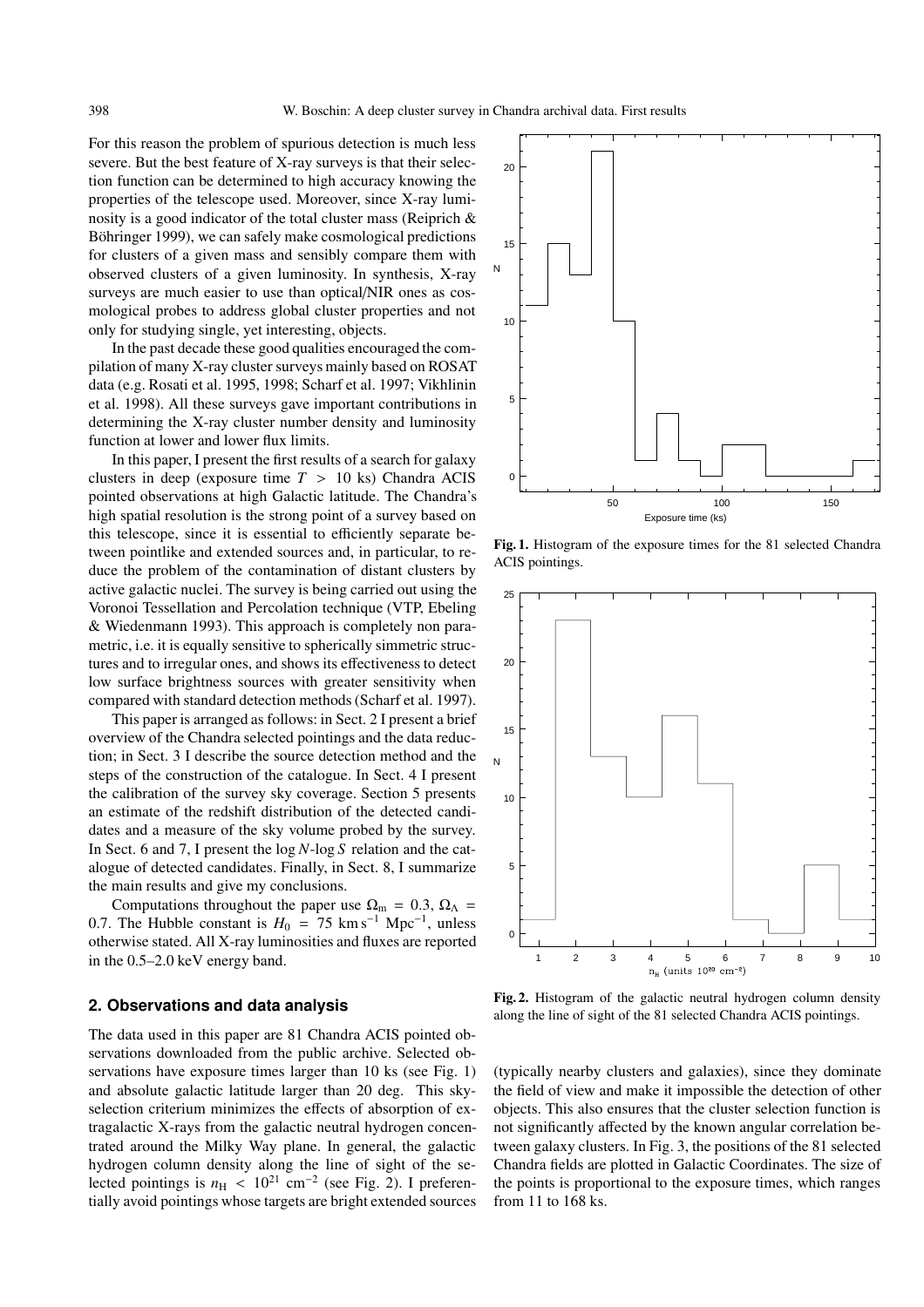For this reason the problem of spurious detection is much less severe. But the best feature of X-ray surveys is that their selection function can be determined to high accuracy knowing the properties of the telescope used. Moreover, since X-ray luminosity is a good indicator of the total cluster mass (Reiprich & Böhringer 1999), we can safely make cosmological predictions for clusters of a given mass and sensibly compare them with observed clusters of a given luminosity. In synthesis, X-ray surveys are much easier to use than optical/NIR ones as cosmological probes to address global cluster properties and not only for studying single, yet interesting, objects.

In the past decade these good qualities encouraged the compilation of many X-ray cluster surveys mainly based on ROSAT data (e.g. Rosati et al. 1995, 1998; Scharf et al. 1997; Vikhlinin et al. 1998). All these surveys gave important contributions in determining the X-ray cluster number density and luminosity function at lower and lower flux limits.

In this paper, I present the first results of a search for galaxy clusters in deep (exposure time $T > 10$ ks) Chandra ACIS pointed observations at high Galactic latitude. The Chandra's high spatial resolution is the strong point of a survey based on this telescope, since it is essential to efficiently separate between pointlike and extended sources and, in particular, to reduce the problem of the contamination of distant clusters by active galactic nuclei. The survey is being carried out using the Voronoi Tessellation and Percolation technique (VTP, Ebeling & Wiedenmann 1993). This approach is completely non parametric, i.e. it is equally sensitive to spherically simmetric structures and to irregular ones, and shows its effectiveness to detect low surface brightness sources with greater sensitivity when compared with standard detection methods (Scharf et al. 1997).

This paper is arranged as follows: in Sect. 2 I present a brief overview of the Chandra selected pointings and the data reduction; in Sect. 3 I describe the source detection method and the steps of the construction of the catalogue. In Sect. 4 I present the calibration of the survey sky coverage. Section 5 presents an estimate of the redshift distribution of the detected candidates and a measure of the sky volume probed by the survey. In Sect. 6 and 7, I present the $\log N$-$\log S$ relation and the catalogue of detected candidates. Finally, in Sect. 8, I summarize the main results and give my conclusions.

Computations throughout the paper use $\Omega_{\rm m} = 0.3$, $\Omega_\Lambda = 0.7$. The Hubble constant is $H_0 = 75$ km s$^{-1}$ Mpc$^{-1}$, unless otherwise stated. All X-ray luminosities and fluxes are reported in the 0.5–2.0 keV energy band.

## 2. Observations and data analysis

The data used in this paper are 81 Chandra ACIS pointed observations downloaded from the public archive. Selected observations have exposure times larger than 10 ks (see Fig. 1) and absolute galactic latitude larger than 20 deg. This sky-selection criterium minimizes the effects of absorption of extragalactic X-rays from the galactic neutral hydrogen concentrated around the Milky Way plane. In general, the galactic hydrogen column density along the line of sight of the selected pointings is $n_{\rm H} < 10^{21}$ cm$^{-2}$ (see Fig. 2). I preferentially avoid pointings whose targets are bright extended sources (typically nearby clusters and galaxies), since they dominate the field of view and make it impossible the detection of other objects. This also ensures that the cluster selection function is not significantly affected by the known angular correlation between galaxy clusters. In Fig. 3, the positions of the 81 selected Chandra fields are plotted in Galactic Coordinates. The size of the points is proportional to the exposure times, which ranges from 11 to 168 ks.

**Fig. 1.** Histogram of the exposure times for the 81 selected Chandra ACIS pointings.

**Fig. 2.** Histogram of the galactic neutral hydrogen column density along the line of sight of the 81 selected Chandra ACIS pointings.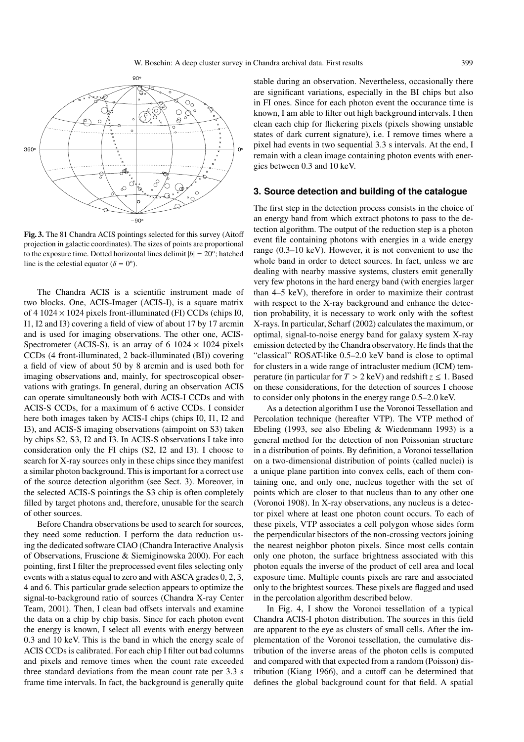**Fig. 3.** The 81 Chandra ACIS pointings selected for this survey (Aitoff projection in galactic coordinates). The sizes of points are proportional to the exposure time. Dotted horizontal lines delimit $|b| = 20^{\circ}$; hatched line is the celestial equator ($\delta = 0^{\circ}$).

The Chandra ACIS is a scientific instrument made of two blocks. One, ACIS-Imager (ACIS-I), is a square matrix of 4 $1024 \times 1024$ pixels front-illuminated (FI) CCDs (chips I0, I1, I2 and I3) covering a field of view of about 17 by 17 arcmin and is used for imaging observations. The other one, ACIS-Spectrometer (ACIS-S), is an array of 6 $1024 \times 1024$ pixels CCDs (4 front-illuminated, 2 back-illuminated (BI)) covering a field of view of about 50 by 8 arcmin and is used both for imaging observations and, mainly, for spectroscopical observations with gratings. In general, during an observation ACIS can operate simultaneously both with ACIS-I CCDs and with ACIS-S CCDs, for a maximum of 6 active CCDs. I consider here both images taken by ACIS-I chips (chips I0, I1, I2 and I3), and ACIS-S imaging observations (aimpoint on S3) taken by chips S2, S3, I2 and I3. In ACIS-S observations I take into consideration only the FI chips (S2, I2 and I3). I choose to search for X-ray sources only in these chips since they manifest a similar photon background. This is important for a correct use of the source detection algorithm (see Sect. 3). Moreover, in the selected ACIS-S pointings the S3 chip is often completely filled by target photons and, therefore, unusable for the search of other sources.

Before Chandra observations be used to search for sources, they need some reduction. I perform the data reduction using the dedicated software CIAO (Chandra Interactive Analysis of Observations, Fruscione & Siemiginowska 2000). For each pointing, first I filter the preprocessed event files selecting only events with a status equal to zero and with ASCA grades 0, 2, 3, 4 and 6. This particular grade selection appears to optimize the signal-to-background ratio of sources (Chandra X-ray Center Team, 2001). Then, I clean bad offsets intervals and examine the data on a chip by chip basis. Since for each photon event the energy is known, I select all events with energy between 0.3 and 10 keV. This is the band in which the energy scale of ACIS CCDs is calibrated. For each chip I filter out bad columns and pixels and remove times when the count rate exceeded three standard deviations from the mean count rate per 3.3 s frame time intervals. In fact, the background is generally quite stable during an observation. Nevertheless, occasionally there are significant variations, especially in the BI chips but also in FI ones. Since for each photon event the occurance time is known, I am able to filter out high background intervals. I then clean each chip for flickering pixels (pixels showing unstable states of dark current signature), i.e. I remove times where a pixel had events in two sequential 3.3 s intervals. At the end, I remain with a clean image containing photon events with energies between 0.3 and 10 keV.

## 3. Source detection and building of the catalogue

The first step in the detection process consists in the choice of an energy band from which extract photons to pass to the detection algorithm. The output of the reduction step is a photon event file containing photons with energies in a wide energy range (0.3–10 keV). However, it is not convenient to use the whole band in order to detect sources. In fact, unless we are dealing with nearby massive systems, clusters emit generally very few photons in the hard energy band (with energies larger than 4–5 keV), therefore in order to maximize their contrast with respect to the X-ray background and enhance the detection probability, it is necessary to work only with the softest X-rays. In particular, Scharf (2002) calculates the maximum, or optimal, signal-to-noise energy band for galaxy system X-ray emission detected by the Chandra observatory. He finds that the "classical" ROSAT-like 0.5–2.0 keV band is close to optimal for clusters in a wide range of intracluster medium (ICM) temperature (in particular for $T > 2$ keV) and redshift $z \leq 1$. Based on these considerations, for the detection of sources I choose to consider only photons in the energy range 0.5–2.0 keV.

As a detection algorithm I use the Voronoi Tessellation and Percolation technique (hereafter VTP). The VTP method of Ebeling (1993, see also Ebeling & Wiedenmann 1993) is a general method for the detection of non Poissonian structure in a distribution of points. By definition, a Voronoi tessellation on a two-dimensional distribution of points (called nuclei) is a unique plane partition into convex cells, each of them containing one, and only one, nucleus together with the set of points which are closer to that nucleus than to any other one (Voronoi 1908). In X-ray observations, any nucleus is a detector pixel where at least one photon count occurs. To each of these pixels, VTP associates a cell polygon whose sides form the perpendicular bisectors of the non-crossing vectors joining the nearest neighbor photon pixels. Since most cells contain only one photon, the surface brightness associated with this photon equals the inverse of the product of cell area and local exposure time. Multiple counts pixels are rare and associated only to the brightest sources. These pixels are flagged and used in the percolation algorithm described below.

In Fig. 4, I show the Voronoi tessellation of a typical Chandra ACIS-I photon distribution. The sources in this field are apparent to the eye as clusters of small cells. After the implementation of the Voronoi tessellation, the cumulative distribution of the inverse areas of the photon cells is computed and compared with that expected from a random (Poisson) distribution (Kiang 1966), and a cutoff can be determined that defines the global background count for that field. A spatial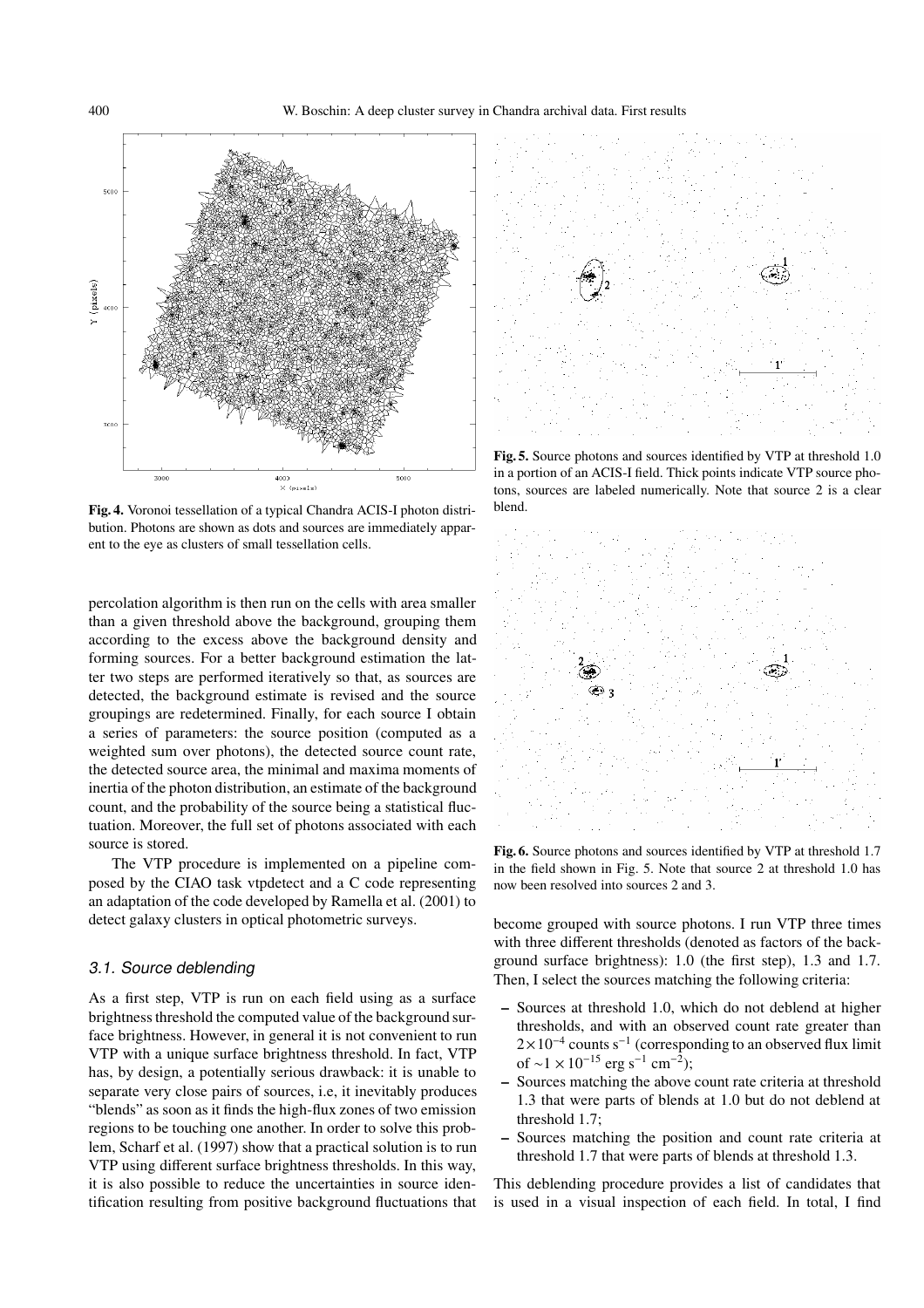Fig. 4. Voronoi tessellation of a typical Chandra ACIS-I photon distribution. Photons are shown as dots and sources are immediately apparent to the eye as clusters of small tessellation cells.

Fig. 5. Source photons and sources identified by VTP at threshold 1.0 in a portion of an ACIS-I field. Thick points indicate VTP source photons, sources are labeled numerically. Note that source 2 is a clear blend.

Fig. 6. Source photons and sources identified by VTP at threshold 1.7 in the field shown in Fig. 5. Note that source 2 at threshold 1.0 has now been resolved into sources 2 and 3.

percolation algorithm is then run on the cells with area smaller than a given threshold above the background, grouping them according to the excess above the background density and forming sources. For a better background estimation the latter two steps are performed iteratively so that, as sources are detected, the background estimate is revised and the source groupings are redetermined. Finally, for each source I obtain a series of parameters: the source position (computed as a weighted sum over photons), the detected source count rate, the detected source area, the minimal and maxima moments of inertia of the photon distribution, an estimate of the background count, and the probability of the source being a statistical fluctuation. Moreover, the full set of photons associated with each source is stored.

The VTP procedure is implemented on a pipeline composed by the CIAO task vtpdetect and a C code representing an adaptation of the code developed by Ramella et al. (2001) to detect galaxy clusters in optical photometric surveys.

### 3.1. Source deblending

As a first step, VTP is run on each field using as a surface brightness threshold the computed value of the background surface brightness. However, in general it is not convenient to run VTP with a unique surface brightness threshold. In fact, VTP has, by design, a potentially serious drawback: it is unable to separate very close pairs of sources, i.e, it inevitably produces "blends" as soon as it finds the high-flux zones of two emission regions to be touching one another. In order to solve this problem, Scharf et al. (1997) show that a practical solution is to run VTP using different surface brightness thresholds. In this way, it is also possible to reduce the uncertainties in source identification resulting from positive background fluctuations that become grouped with source photons. I run VTP three times with three different thresholds (denoted as factors of the background surface brightness): 1.0 (the first step), 1.3 and 1.7. Then, I select the sources matching the following criteria:

- Sources at threshold 1.0, which do not deblend at higher thresholds, and with an observed count rate greater than $2\times10^{-4}$ counts s$^{-1}$ (corresponding to an observed flux limit of $\sim1\times10^{-15}$ erg s$^{-1}$ cm$^{-2}$);
- Sources matching the above count rate criteria at threshold 1.3 that were parts of blends at 1.0 but do not deblend at threshold 1.7;
- Sources matching the position and count rate criteria at threshold 1.7 that were parts of blends at threshold 1.3.

This deblending procedure provides a list of candidates that is used in a visual inspection of each field. In total, I find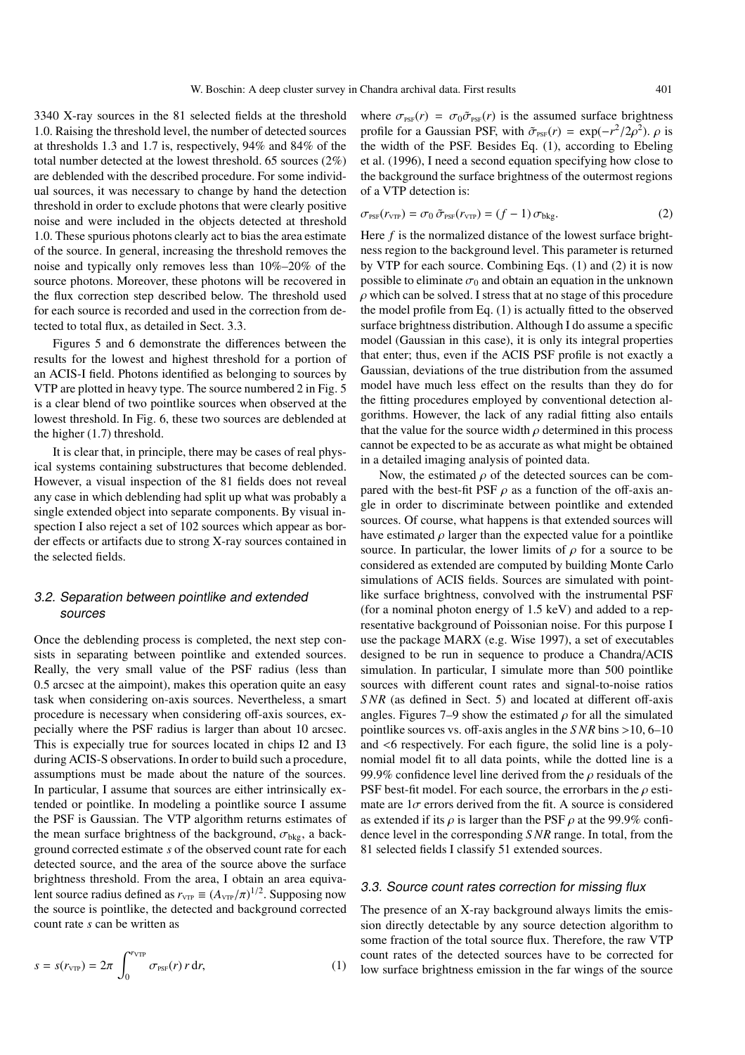3340 X-ray sources in the 81 selected fields at the threshold 1.0. Raising the threshold level, the number of detected sources at thresholds 1.3 and 1.7 is, respectively, 94% and 84% of the total number detected at the lowest threshold. 65 sources (2%) are deblended with the described procedure. For some individual sources, it was necessary to change by hand the detection threshold in order to exclude photons that were clearly positive noise and were included in the objects detected at threshold 1.0. These spurious photons clearly act to bias the area estimate of the source. In general, increasing the threshold removes the noise and typically only removes less than 10%–20% of the source photons. Moreover, these photons will be recovered in the flux correction step described below. The threshold used for each source is recorded and used in the correction from detected to total flux, as detailed in Sect. 3.3.

Figures 5 and 6 demonstrate the differences between the results for the lowest and highest threshold for a portion of an ACIS-I field. Photons identified as belonging to sources by VTP are plotted in heavy type. The source numbered 2 in Fig. 5 is a clear blend of two pointlike sources when observed at the lowest threshold. In Fig. 6, these two sources are deblended at the higher (1.7) threshold.

It is clear that, in principle, there may be cases of real physical systems containing substructures that become deblended. However, a visual inspection of the 81 fields does not reveal any case in which deblending had split up what was probably a single extended object into separate components. By visual inspection I also reject a set of 102 sources which appear as border effects or artifacts due to strong X-ray sources contained in the selected fields.

### 3.2. Separation between pointlike and extended sources

Once the deblending process is completed, the next step consists in separating between pointlike and extended sources. Really, the very small value of the PSF radius (less than 0.5 arcsec at the aimpoint), makes this operation quite an easy task when considering on-axis sources. Nevertheless, a smart procedure is necessary when considering off-axis sources, especially where the PSF radius is larger than about 10 arcsec. This is expecially true for sources located in chips I2 and I3 during ACIS-S observations. In order to build such a procedure, assumptions must be made about the nature of the sources. In particular, I assume that sources are either intrinsically extended or pointlike. In modeling a pointlike source I assume the PSF is Gaussian. The VTP algorithm returns estimates of the mean surface brightness of the background, $\sigma_{\rm bkg}$, a background corrected estimate $s$ of the observed count rate for each detected source, and the area of the source above the surface brightness threshold. From the area, I obtain an area equivalent source radius defined as $r_{\rm VTP} \equiv (A_{\rm VTP}/\pi)^{1/2}$. Supposing now the source is pointlike, the detected and background corrected count rate $s$ can be written as

$$s = s(r_{\rm VTP}) = 2\pi \int_0^{r_{\rm VTP}} \sigma_{\rm PSF}(r)\, r\, {\rm d}r, \tag{1}$$

where $\sigma_{\rm PSF}(r) = \sigma_0 \tilde{\sigma}_{\rm PSF}(r)$ is the assumed surface brightness profile for a Gaussian PSF, with $\tilde{\sigma}_{\rm PSF}(r) = \exp(-r^2/2\rho^2)$. $\rho$ is the width of the PSF. Besides Eq. (1), according to Ebeling et al. (1996), I need a second equation specifying how close to the background the surface brightness of the outermost regions of a VTP detection is:

$$\sigma_{\rm PSF}(r_{\rm VTP}) = \sigma_0\, \tilde{\sigma}_{\rm PSF}(r_{\rm VTP}) = (f-1)\, \sigma_{\rm bkg}. \tag{2}$$

Here $f$ is the normalized distance of the lowest surface brightness region to the background level. This parameter is returned by VTP for each source. Combining Eqs. (1) and (2) it is now possible to eliminate $\sigma_0$ and obtain an equation in the unknown $\rho$ which can be solved. I stress that at no stage of this procedure the model profile from Eq. (1) is actually fitted to the observed surface brightness distribution. Although I do assume a specific model (Gaussian in this case), it is only its integral properties that enter; thus, even if the ACIS PSF profile is not exactly a Gaussian, deviations of the true distribution from the assumed model have much less effect on the results than they do for the fitting procedures employed by conventional detection algorithms. However, the lack of any radial fitting also entails that the value for the source width $\rho$ determined in this process cannot be expected to be as accurate as what might be obtained in a detailed imaging analysis of pointed data.

Now, the estimated $\rho$ of the detected sources can be compared with the best-fit PSF $\rho$ as a function of the off-axis angle in order to discriminate between pointlike and extended sources. Of course, what happens is that extended sources will have estimated $\rho$ larger than the expected value for a pointlike source. In particular, the lower limits of $\rho$ for a source to be considered as extended are computed by building Monte Carlo simulations of ACIS fields. Sources are simulated with pointlike surface brightness, convolved with the instrumental PSF (for a nominal photon energy of 1.5 keV) and added to a representative background of Poissonian noise. For this purpose I use the package MARX (e.g. Wise 1997), a set of executables designed to be run in sequence to produce a Chandra/ACIS simulation. In particular, I simulate more than 500 pointlike sources with different count rates and signal-to-noise ratios $SNR$ (as defined in Sect. 5) and located at different off-axis angles. Figures 7–9 show the estimated $\rho$ for all the simulated pointlike sources vs. off-axis angles in the $SNR$ bins >10, 6–10 and <6 respectively. For each figure, the solid line is a polynomial model fit to all data points, while the dotted line is a 99.9% confidence level line derived from the $\rho$ residuals of the PSF best-fit model. For each source, the errorbars in the $\rho$ estimate are $1\sigma$ errors derived from the fit. A source is considered as extended if its $\rho$ is larger than the PSF $\rho$ at the 99.9% confidence level in the corresponding $SNR$ range. In total, from the 81 selected fields I classify 51 extended sources.

### 3.3. Source count rates correction for missing flux

The presence of an X-ray background always limits the emission directly detectable by any source detection algorithm to some fraction of the total source flux. Therefore, the raw VTP count rates of the detected sources have to be corrected for low surface brightness emission in the far wings of the source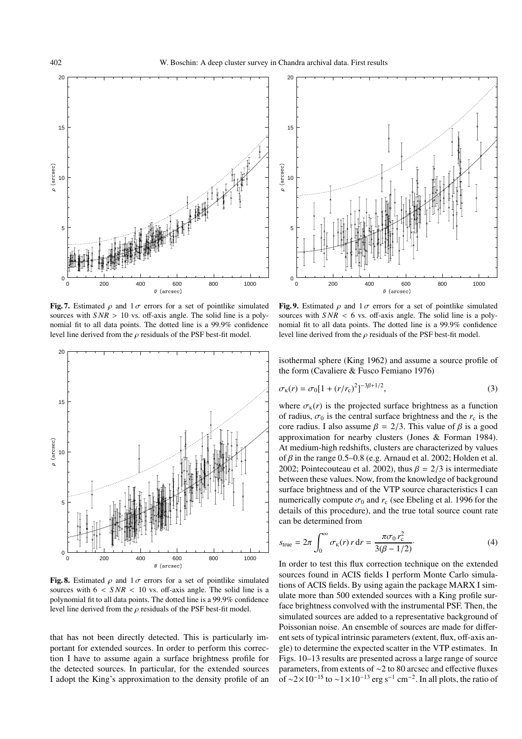**Fig. 7.** Estimated $\rho$ and $1\,\sigma$ errors for a set of pointlike simulated sources with $SNR > 10$ vs. off-axis angle. The solid line is a polynomial fit to all data points. The dotted line is a 99.9% confidence level line derived from the $\rho$ residuals of the PSF best-fit model.

**Fig. 8.** Estimated $\rho$ and $1\,\sigma$ errors for a set of pointlike simulated sources with $6 < SNR < 10$ vs. off-axis angle. The solid line is a polynomial fit to all data points. The dotted line is a 99.9% confidence level line derived from the $\rho$ residuals of the PSF best-fit model.

**Fig. 9.** Estimated $\rho$ and $1\,\sigma$ errors for a set of pointlike simulated sources with $SNR < 6$ vs. off-axis angle. The solid line is a polynomial fit to all data points. The dotted line is a 99.9% confidence level line derived from the $\rho$ residuals of the PSF best-fit model.

that has not been directly detected. This is particularly important for extended sources. In order to perform this correction I have to assume again a surface brightness profile for the detected sources. In particular, for the extended sources I adopt the King's approximation to the density profile of an isothermal sphere (King 1962) and assume a source profile of the form (Cavaliere & Fusco Femiano 1976)

$$\sigma_{\rm K}(r) = \sigma_0[1 + (r/r_{\rm c})^2]^{-3\beta+1/2}, \tag{3}$$

where $\sigma_{\rm K}(r)$ is the projected surface brightness as a function of radius, $\sigma_0$ is the central surface brightness and the $r_{\rm c}$ is the core radius. I also assume $\beta = 2/3$. This value of $\beta$ is a good approximation for nearby clusters (Jones & Forman 1984). At medium-high redshifts, clusters are characterized by values of $\beta$ in the range 0.5–0.8 (e.g. Arnaud et al. 2002; Holden et al. 2002; Pointecouteau et al. 2002), thus $\beta = 2/3$ is intermediate between these values. Now, from the knowledge of background surface brightness and of the VTP source characteristics I can numerically compute $\sigma_0$ and $r_{\rm c}$ (see Ebeling et al. 1996 for the details of this procedure), and the true total source count rate can be determined from

$$s_{\rm true} = 2\pi \int_0^\infty \sigma_{\rm K}(r)\, r\, {\rm d}r = \frac{\pi\sigma_0\, r_{\rm c}^2}{3(\beta - 1/2)}\cdot \tag{4}$$

In order to test this flux correction technique on the extended sources found in ACIS fields I perform Monte Carlo simulations of ACIS fields. By using again the package MARX I simulate more than 500 extended sources with a King profile surface brightness convolved with the instrumental PSF. Then, the simulated sources are added to a representative background of Poissonian noise. An ensemble of sources are made for different sets of typical intrinsic parameters (extent, flux, off-axis angle) to determine the expected scatter in the VTP estimates. In Figs. 10–13 results are presented across a large range of source parameters, from extents of ∼2 to 80 arcsec and effective fluxes of $\sim 2\times10^{-15}$ to $\sim 1\times10^{-13}$ erg s$^{-1}$ cm$^{-2}$. In all plots, the ratio of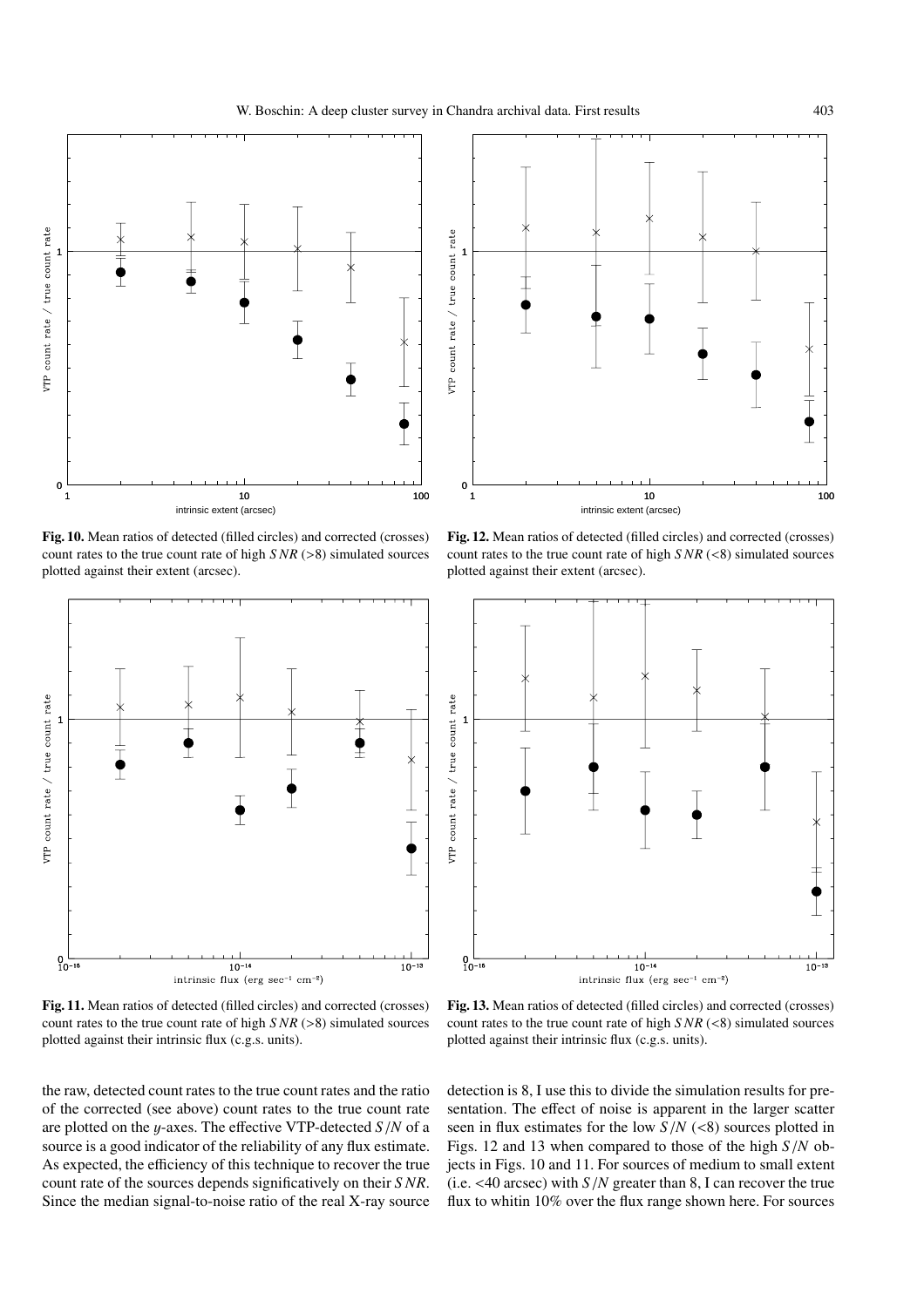**Fig. 10.** Mean ratios of detected (filled circles) and corrected (crosses) count rates to the true count rate of high $SNR$ (>8) simulated sources plotted against their extent (arcsec).

**Fig. 12.** Mean ratios of detected (filled circles) and corrected (crosses) count rates to the true count rate of high $SNR$ (<8) simulated sources plotted against their extent (arcsec).

**Fig. 11.** Mean ratios of detected (filled circles) and corrected (crosses) count rates to the true count rate of high $SNR$ (>8) simulated sources plotted against their intrinsic flux (c.g.s. units).

**Fig. 13.** Mean ratios of detected (filled circles) and corrected (crosses) count rates to the true count rate of high $SNR$ (<8) simulated sources plotted against their intrinsic flux (c.g.s. units).

the raw, detected count rates to the true count rates and the ratio of the corrected (see above) count rates to the true count rate are plotted on the $y$-axes. The effective VTP-detected $S/N$ of a source is a good indicator of the reliability of any flux estimate. As expected, the efficiency of this technique to recover the true count rate of the sources depends significatively on their $SNR$. Since the median signal-to-noise ratio of the real X-ray source detection is 8, I use this to divide the simulation results for presentation. The effect of noise is apparent in the larger scatter seen in flux estimates for the low $S/N$ (<8) sources plotted in Figs. 12 and 13 when compared to those of the high $S/N$ objects in Figs. 10 and 11. For sources of medium to small extent (i.e. <40 arcsec) with $S/N$ greater than 8, I can recover the true flux to whitin 10% over the flux range shown here. For sources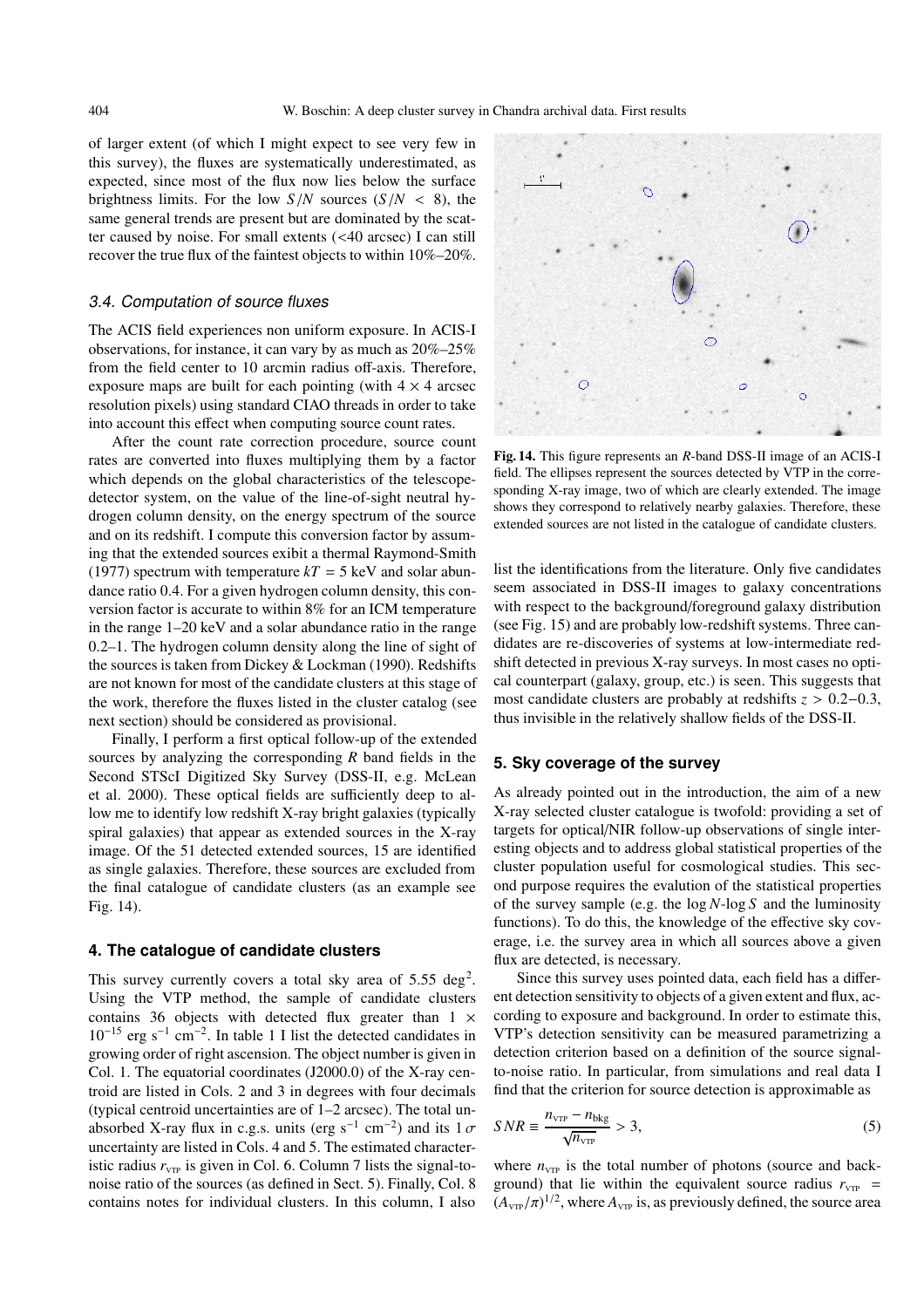of larger extent (of which I might expect to see very few in this survey), the fluxes are systematically underestimated, as expected, since most of the flux now lies below the surface brightness limits. For the low $S/N$ sources ($S/N < 8$), the same general trends are present but are dominated by the scatter caused by noise. For small extents (<40 arcsec) I can still recover the true flux of the faintest objects to within 10%–20%.

### 3.4. Computation of source fluxes

The ACIS field experiences non uniform exposure. In ACIS-I observations, for instance, it can vary by as much as 20%–25% from the field center to 10 arcmin radius off-axis. Therefore, exposure maps are built for each pointing (with $4 \times 4$ arcsec resolution pixels) using standard CIAO threads in order to take into account this effect when computing source count rates.

After the count rate correction procedure, source count rates are converted into fluxes multiplying them by a factor which depends on the global characteristics of the telescope-detector system, on the value of the line-of-sight neutral hydrogen column density, on the energy spectrum of the source and on its redshift. I compute this conversion factor by assuming that the extended sources exibit a thermal Raymond-Smith (1977) spectrum with temperature $kT = 5$ keV and solar abundance ratio 0.4. For a given hydrogen column density, this conversion factor is accurate to within 8% for an ICM temperature in the range 1–20 keV and a solar abundance ratio in the range 0.2–1. The hydrogen column density along the line of sight of the sources is taken from Dickey & Lockman (1990). Redshifts are not known for most of the candidate clusters at this stage of the work, therefore the fluxes listed in the cluster catalog (see next section) should be considered as provisional.

Finally, I perform a first optical follow-up of the extended sources by analyzing the corresponding $R$ band fields in the Second STScI Digitized Sky Survey (DSS-II, e.g. McLean et al. 2000). These optical fields are sufficiently deep to allow me to identify low redshift X-ray bright galaxies (typically spiral galaxies) that appear as extended sources in the X-ray image. Of the 51 detected extended sources, 15 are identified as single galaxies. Therefore, these sources are excluded from the final catalogue of candidate clusters (as an example see Fig. 14).

**Fig. 14.** This figure represents an $R$-band DSS-II image of an ACIS-I field. The ellipses represent the sources detected by VTP in the corresponding X-ray image, two of which are clearly extended. The image shows they correspond to relatively nearby galaxies. Therefore, these extended sources are not listed in the catalogue of candidate clusters.

## 4. The catalogue of candidate clusters

This survey currently covers a total sky area of 5.55 deg$^2$. Using the VTP method, the sample of candidate clusters contains 36 objects with detected flux greater than $1 \times 10^{-15}$ erg s$^{-1}$ cm$^{-2}$. In table 1 I list the detected candidates in growing order of right ascension. The object number is given in Col. 1. The equatorial coordinates (J2000.0) of the X-ray centroid are listed in Cols. 2 and 3 in degrees with four decimals (typical centroid uncertainties are of 1–2 arcsec). The total unabsorbed X-ray flux in c.g.s. units (erg s$^{-1}$ cm$^{-2}$) and its $1\,\sigma$ uncertainty are listed in Cols. 4 and 5. The estimated characteristic radius $r_{\rm VTP}$ is given in Col. 6. Column 7 lists the signal-to-noise ratio of the sources (as defined in Sect. 5). Finally, Col. 8 contains notes for individual clusters. In this column, I also list the identifications from the literature. Only five candidates seem associated in DSS-II images to galaxy concentrations with respect to the background/foreground galaxy distribution (see Fig. 15) and are probably low-redshift systems. Three candidates are re-discoveries of systems at low-intermediate redshift detected in previous X-ray surveys. In most cases no optical counterpart (galaxy, group, etc.) is seen. This suggests that most candidate clusters are probably at redshifts $z > 0.2-0.3$, thus invisible in the relatively shallow fields of the DSS-II.

## 5. Sky coverage of the survey

As already pointed out in the introduction, the aim of a new X-ray selected cluster catalogue is twofold: providing a set of targets for optical/NIR follow-up observations of single interesting objects and to address global statistical properties of the cluster population useful for cosmological studies. This second purpose requires the evalution of the statistical properties of the survey sample (e.g. the $\log N$-$\log S$ and the luminosity functions). To do this, the knowledge of the effective sky coverage, i.e. the survey area in which all sources above a given flux are detected, is necessary.

Since this survey uses pointed data, each field has a different detection sensitivity to objects of a given extent and flux, according to exposure and background. In order to estimate this, VTP's detection sensitivity can be measured parametrizing a detection criterion based on a definition of the source signal-to-noise ratio. In particular, from simulations and real data I find that the criterion for source detection is approximable as

$$SNR \equiv \frac{n_{\rm VTP} - n_{\rm bkg}}{\sqrt{n_{\rm VTP}}} > 3, \tag{5}$$

where $n_{\rm VTP}$ is the total number of photons (source and background) that lie within the equivalent source radius $r_{\rm VTP} = (A_{\rm VTP}/\pi)^{1/2}$, where $A_{\rm VTP}$ is, as previously defined, the source area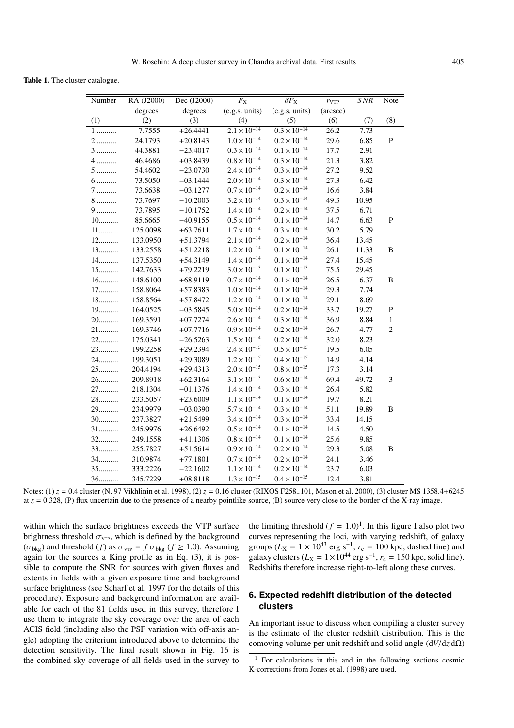**Table 1.** The cluster catalogue.

| Number | RA (J2000) | Dec (J2000) | $F_X$ | $\delta F_X$ | $r_{VTP}$ | $SNR$ | Note |
|---|---|---|---|---|---|---|---|
| | degrees | degrees | (c.g.s. units) | (c.g.s. units) | (arcsec) | | |
| (1) | (2) | (3) | (4) | (5) | (6) | (7) | (8) |
| 1.......... | 7.7555 | +26.4441 | $2.1\times10^{-14}$ | $0.3\times10^{-14}$ | 26.2 | 7.73 | |
| 2.......... | 24.1793 | +20.8143 | $1.0\times10^{-14}$ | $0.2\times10^{-14}$ | 29.6 | 6.85 | P |
| 3.......... | 44.3881 | −23.4017 | $0.3\times10^{-14}$ | $0.1\times10^{-14}$ | 17.7 | 2.91 | |
| 4.......... | 46.4686 | +03.8439 | $0.8\times10^{-14}$ | $0.3\times10^{-14}$ | 21.3 | 3.82 | |
| 5.......... | 54.4602 | −23.0730 | $2.4\times10^{-14}$ | $0.3\times10^{-14}$ | 27.2 | 9.52 | |
| 6.......... | 73.5050 | −03.1444 | $2.0\times10^{-14}$ | $0.3\times10^{-14}$ | 27.3 | 6.42 | |
| 7.......... | 73.6638 | −03.1277 | $0.7\times10^{-14}$ | $0.2\times10^{-14}$ | 16.6 | 3.84 | |
| 8.......... | 73.7697 | −10.2003 | $3.2\times10^{-14}$ | $0.3\times10^{-14}$ | 49.3 | 10.95 | |
| 9.......... | 73.7895 | −10.1752 | $1.4\times10^{-14}$ | $0.2\times10^{-14}$ | 37.5 | 6.71 | |
| 10.......... | 85.6665 | −40.9155 | $0.5\times10^{-14}$ | $0.1\times10^{-14}$ | 14.7 | 6.63 | P |
| 11.......... | 125.0098 | +63.7611 | $1.7\times10^{-14}$ | $0.3\times10^{-14}$ | 30.2 | 5.79 | |
| 12.......... | 133.0950 | +51.3794 | $2.1\times10^{-14}$ | $0.2\times10^{-14}$ | 36.4 | 13.45 | |
| 13.......... | 133.2558 | +51.2218 | $1.2\times10^{-14}$ | $0.1\times10^{-14}$ | 26.1 | 11.33 | B |
| 14.......... | 137.5350 | +54.3149 | $1.4\times10^{-14}$ | $0.1\times10^{-14}$ | 27.4 | 15.45 | |
| 15.......... | 142.7633 | +79.2219 | $3.0\times10^{-13}$ | $0.1\times10^{-13}$ | 75.5 | 29.45 | |
| 16.......... | 148.6100 | +68.9119 | $0.7\times10^{-14}$ | $0.1\times10^{-14}$ | 26.5 | 6.37 | B |
| 17.......... | 158.8064 | +57.8383 | $1.0\times10^{-14}$ | $0.1\times10^{-14}$ | 29.3 | 7.74 | |
| 18.......... | 158.8564 | +57.8472 | $1.2\times10^{-14}$ | $0.1\times10^{-14}$ | 29.1 | 8.69 | |
| 19.......... | 164.0525 | −03.5845 | $5.0\times10^{-14}$ | $0.2\times10^{-14}$ | 33.7 | 19.27 | P |
| 20.......... | 169.3591 | +07.7274 | $2.6\times10^{-14}$ | $0.3\times10^{-14}$ | 36.9 | 8.84 | 1 |
| 21.......... | 169.3746 | +07.7716 | $0.9\times10^{-14}$ | $0.2\times10^{-14}$ | 26.7 | 4.77 | 2 |
| 22.......... | 175.0341 | −26.5263 | $1.5\times10^{-14}$ | $0.2\times10^{-14}$ | 32.0 | 8.23 | |
| 23.......... | 199.2258 | +29.2394 | $2.4\times10^{-15}$ | $0.5\times10^{-15}$ | 19.5 | 6.05 | |
| 24.......... | 199.3051 | +29.3089 | $1.2\times10^{-15}$ | $0.4\times10^{-15}$ | 14.9 | 4.14 | |
| 25.......... | 204.4194 | +29.4313 | $2.0\times10^{-15}$ | $0.8\times10^{-15}$ | 17.3 | 3.14 | |
| 26.......... | 209.8918 | +62.3164 | $3.1\times10^{-13}$ | $0.6\times10^{-14}$ | 69.4 | 49.72 | 3 |
| 27.......... | 218.1304 | −01.1376 | $1.4\times10^{-14}$ | $0.3\times10^{-14}$ | 26.4 | 5.82 | |
| 28.......... | 233.5057 | +23.6009 | $1.1\times10^{-14}$ | $0.1\times10^{-14}$ | 19.7 | 8.21 | |
| 29.......... | 234.9979 | −03.0390 | $5.7\times10^{-14}$ | $0.3\times10^{-14}$ | 51.1 | 19.89 | B |
| 30.......... | 237.3827 | +21.5499 | $3.4\times10^{-14}$ | $0.3\times10^{-14}$ | 33.4 | 14.15 | |
| 31.......... | 245.9976 | +26.6492 | $0.5\times10^{-14}$ | $0.1\times10^{-14}$ | 14.5 | 4.50 | |
| 32.......... | 249.1558 | +41.1306 | $0.8\times10^{-14}$ | $0.1\times10^{-14}$ | 25.6 | 9.85 | |
| 33.......... | 255.7827 | +51.5614 | $0.9\times10^{-14}$ | $0.2\times10^{-14}$ | 29.3 | 5.08 | B |
| 34.......... | 310.9874 | +77.1801 | $0.7\times10^{-14}$ | $0.2\times10^{-14}$ | 24.1 | 3.46 | |
| 35.......... | 333.2226 | −22.1602 | $1.1\times10^{-14}$ | $0.2\times10^{-14}$ | 23.7 | 6.03 | |
| 36.......... | 345.7229 | +08.8118 | $1.3\times10^{-15}$ | $0.4\times10^{-15}$ | 12.4 | 3.81 | |

Notes: (1) $z = 0.4$ cluster (N. 97 Vikhlinin et al. 1998), (2) $z = 0.16$ cluster (RIXOS F258_101, Mason et al. 2000), (3) cluster MS 1358.4+6245 at $z = 0.328$, (P) flux uncertain due to the presence of a nearby pointlike source, (B) source very close to the border of the X-ray image.

within which the surface brightness exceeds the VTP surface brightness threshold $\sigma_{VTP}$, which is defined by the background ($\sigma_{bkg}$) and threshold ($f$) as $\sigma_{VTP} = f\,\sigma_{bkg}$ ($f \geq 1.0$). Assuming again for the sources a King profile as in Eq. (3), it is possible to compute the SNR for sources with given fluxes and extents in fields with a given exposure time and background surface brightness (see Scharf et al. 1997 for the details of this procedure). Exposure and background information are available for each of the 81 fields used in this survey, therefore I use them to integrate the sky coverage over the area of each ACIS field (including also the PSF variation with off-axis angle) adopting the criterium introduced above to determine the detection sensitivity. The final result shown in Fig. 16 is the combined sky coverage of all fields used in the survey to the limiting threshold ($f = 1.0$)[1]. In this figure I also plot two curves representing the loci, with varying redshift, of galaxy groups ($L_X = 1 \times 10^{43}$ erg s$^{-1}$, $r_c = 100$ kpc, dashed line) and galaxy clusters ($L_X = 1\times10^{44}$ erg s$^{-1}$, $r_c = 150$ kpc, solid line). Redshifts therefore increase right-to-left along these curves.

## 6. Expected redshift distribution of the detected clusters

An important issue to discuss when compiling a cluster survey is the estimate of the cluster redshift distribution. This is the comoving volume per unit redshift and solid angle ($\mathrm{d}V/\mathrm{d}z\,\mathrm{d}\Omega$)

[1] For calculations in this and in the following sections cosmic K-corrections from Jones et al. (1998) are used.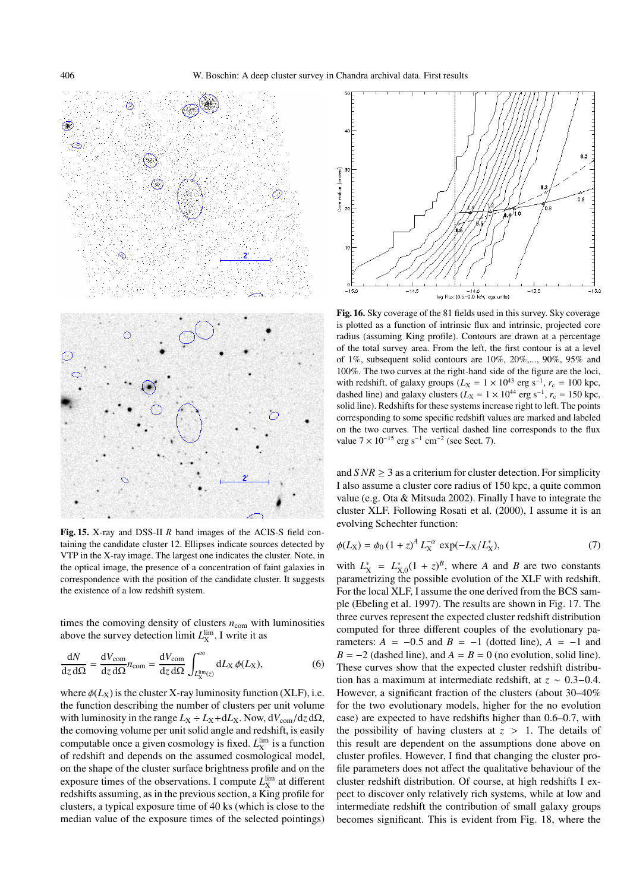**Fig. 15.** X-ray and DSS-II $R$ band images of the ACIS-S field containing the candidate cluster 12. Ellipses indicate sources detected by VTP in the X-ray image. The largest one indicates the cluster. Note, in the optical image, the presence of a concentration of faint galaxies in correspondence with the position of the candidate cluster. It suggests the existence of a low redshift system.

**Fig. 16.** Sky coverage of the 81 fields used in this survey. Sky coverage is plotted as a function of intrinsic flux and intrinsic, projected core radius (assuming King profile). Contours are drawn at a percentage of the total survey area. From the left, the first contour is at a level of 1%, subsequent solid contours are 10%, 20%,..., 90%, 95% and 100%. The two curves at the right-hand side of the figure are the loci, with redshift, of galaxy groups ($L_X = 1 \times 10^{43}$ erg s$^{-1}$, $r_c = 100$ kpc, dashed line) and galaxy clusters ($L_X = 1 \times 10^{44}$ erg s$^{-1}$, $r_c = 150$ kpc, solid line). Redshifts for these systems increase right to left. The points corresponding to some specific redshift values are marked and labeled on the two curves. The vertical dashed line corresponds to the flux value $7 \times 10^{-15}$ erg s$^{-1}$ cm$^{-2}$ (see Sect. 7).

times the comoving density of clusters $n_{\rm com}$ with luminosities above the survey detection limit $L_X^{\rm lim}$. I write it as

$$\frac{{\rm d}N}{{\rm d}z\,{\rm d}\Omega} = \frac{{\rm d}V_{\rm com}}{{\rm d}z\,{\rm d}\Omega} n_{\rm com} = \frac{{\rm d}V_{\rm com}}{{\rm d}z\,{\rm d}\Omega} \int_{L_X^{\rm lim}(z)}^{\infty} {\rm d}L_X\, \phi(L_X), \quad (6)$$

where $\phi(L_X)$ is the cluster X-ray luminosity function (XLF), i.e. the function describing the number of clusters per unit volume with luminosity in the range $L_X \div L_X + {\rm d}L_X$. Now, ${\rm d}V_{\rm com}/{\rm d}z\,{\rm d}\Omega$, the comoving volume per unit solid angle and redshift, is easily computable once a given cosmology is fixed. $L_X^{\rm lim}$ is a function of redshift and depends on the assumed cosmological model, on the shape of the cluster surface brightness profile and on the exposure times of the observations. I compute $L_X^{\rm lim}$ at different redshifts assuming, as in the previous section, a King profile for clusters, a typical exposure time of 40 ks (which is close to the median value of the exposure times of the selected pointings) and $SNR \geq 3$ as a criterium for cluster detection. For simplicity I also assume a cluster core radius of 150 kpc, a quite common value (e.g. Ota & Mitsuda 2002). Finally I have to integrate the cluster XLF. Following Rosati et al. (2000), I assume it is an evolving Schechter function:

$$\phi(L_X) = \phi_0\,(1+z)^A\, L_X^{-\alpha}\, \exp(-L_X/L_X^*), \quad (7)$$

with $L_X^* = L_{X,0}^*(1+z)^B$, where $A$ and $B$ are two constants parametrizing the possible evolution of the XLF with redshift. For the local XLF, I assume the one derived from the BCS sample (Ebeling et al. 1997). The results are shown in Fig. 17. The three curves represent the expected cluster redshift distribution computed for three different couples of the evolutionary parameters: $A = -0.5$ and $B = -1$ (dotted line), $A = -1$ and $B = -2$ (dashed line), and $A = B = 0$ (no evolution, solid line). These curves show that the expected cluster redshift distribution has a maximum at intermediate redshift, at $z \sim 0.3$–$0.4$. However, a significant fraction of the clusters (about 30–40% for the two evolutionary models, higher for the no evolution case) are expected to have redshifts higher than 0.6–0.7, with the possibility of having clusters at $z > 1$. The details of this result are dependent on the assumptions done above on cluster profiles. However, I find that changing the cluster profile parameters does not affect the qualitative behaviour of the cluster redshift distribution. Of course, at high redshifts I expect to discover only relatively rich systems, while at low and intermediate redshift the contribution of small galaxy groups becomes significant. This is evident from Fig. 18, where the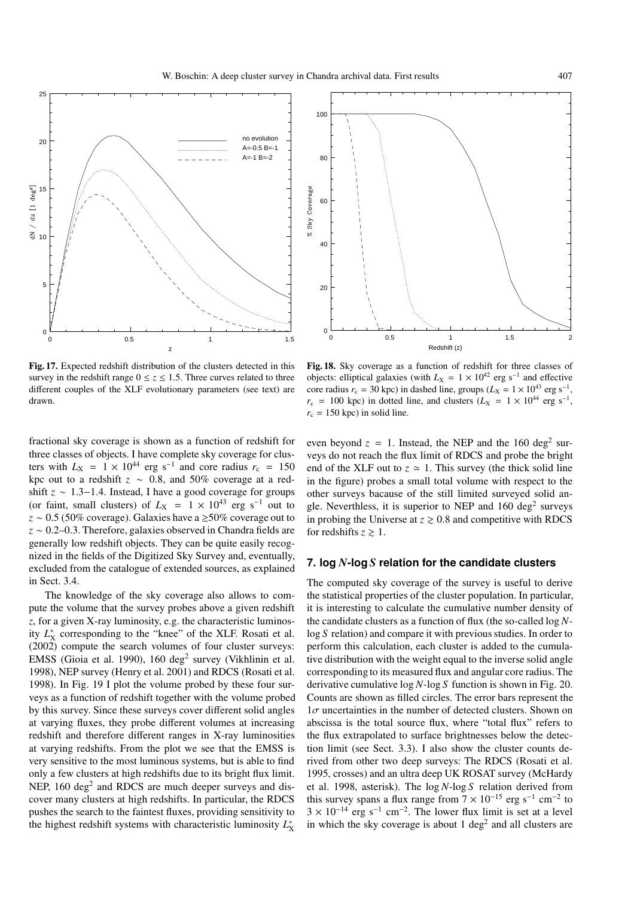**Fig. 17.** Expected redshift distribution of the clusters detected in this survey in the redshift range $0 \le z \le 1.5$. Three curves related to three different couples of the XLF evolutionary parameters (see text) are drawn.

**Fig. 18.** Sky coverage as a function of redshift for three classes of objects: elliptical galaxies (with $L_X = 1 \times 10^{42}$ erg s$^{-1}$ and effective core radius $r_c = 30$ kpc) in dashed line, groups ($L_X = 1 \times 10^{43}$ erg s$^{-1}$, $r_c = 100$ kpc) in dotted line, and clusters ($L_X = 1 \times 10^{44}$ erg s$^{-1}$, $r_c = 150$ kpc) in solid line.

fractional sky coverage is shown as a function of redshift for three classes of objects. I have complete sky coverage for clusters with $L_X = 1 \times 10^{44}$ erg s$^{-1}$ and core radius $r_c = 150$ kpc out to a redshift $z \sim 0.8$, and 50% coverage at a redshift $z \sim 1.3{-}1.4$. Instead, I have a good coverage for groups (or faint, small clusters) of $L_X = 1 \times 10^{43}$ erg s$^{-1}$ out to $z \sim 0.5$ (50% coverage). Galaxies have a $\ge$50% coverage out to $z \sim 0.2{-}0.3$. Therefore, galaxies observed in Chandra fields are generally low redshift objects. They can be quite easily recognized in the fields of the Digitized Sky Survey and, eventually, excluded from the catalogue of extended sources, as explained in Sect. 3.4.

The knowledge of the sky coverage also allows to compute the volume that the survey probes above a given redshift $z$, for a given X-ray luminosity, e.g. the characteristic luminosity $L_X^*$ corresponding to the "knee" of the XLF. Rosati et al. (2002) compute the search volumes of four cluster surveys: EMSS (Gioia et al. 1990), 160 deg$^2$ survey (Vikhlinin et al. 1998), NEP survey (Henry et al. 2001) and RDCS (Rosati et al. 1998). In Fig. 19 I plot the volume probed by these four surveys as a function of redshift together with the volume probed by this survey. Since these surveys cover different solid angles at varying fluxes, they probe different volumes at increasing redshift and therefore different ranges in X-ray luminosities at varying redshifts. From the plot we see that the EMSS is very sensitive to the most luminous systems, but is able to find only a few clusters at high redshifts due to its bright flux limit. NEP, 160 deg$^2$ and RDCS are much deeper surveys and discover many clusters at high redshifts. In particular, the RDCS pushes the search to the faintest fluxes, providing sensitivity to the highest redshift systems with characteristic luminosity $L_X^*$ even beyond $z = 1$. Instead, the NEP and the 160 deg$^2$ surveys do not reach the flux limit of RDCS and probe the bright end of the XLF out to $z \simeq 1$. This survey (the thick solid line in the figure) probes a small total volume with respect to the other surveys bacause of the still limited surveyed solid angle. Neverthless, it is superior to NEP and 160 deg$^2$ surveys in probing the Universe at $z \gtrsim 0.8$ and competitive with RDCS for redshifts $z \gtrsim 1$.

## 7. log *N*-log *S* relation for the candidate clusters

The computed sky coverage of the survey is useful to derive the statistical properties of the cluster population. In particular, it is interesting to calculate the cumulative number density of the candidate clusters as a function of flux (the so-called log *N*-log *S* relation) and compare it with previous studies. In order to perform this calculation, each cluster is added to the cumulative distribution with the weight equal to the inverse solid angle corresponding to its measured flux and angular core radius. The derivative cumulative log *N*-log *S* function is shown in Fig. 20. Counts are shown as filled circles. The error bars represent the $1\sigma$ uncertainties in the number of detected clusters. Shown on abscissa is the total source flux, where "total flux" refers to the flux extrapolated to surface brightnesses below the detection limit (see Sect. 3.3). I also show the cluster counts derived from other two deep surveys: The RDCS (Rosati et al. 1995, crosses) and an ultra deep UK ROSAT survey (McHardy et al. 1998, asterisk). The log *N*-log *S* relation derived from this survey spans a flux range from $7 \times 10^{-15}$ erg s$^{-1}$ cm$^{-2}$ to $3 \times 10^{-14}$ erg s$^{-1}$ cm$^{-2}$. The lower flux limit is set at a level in which the sky coverage is about 1 deg$^2$ and all clusters are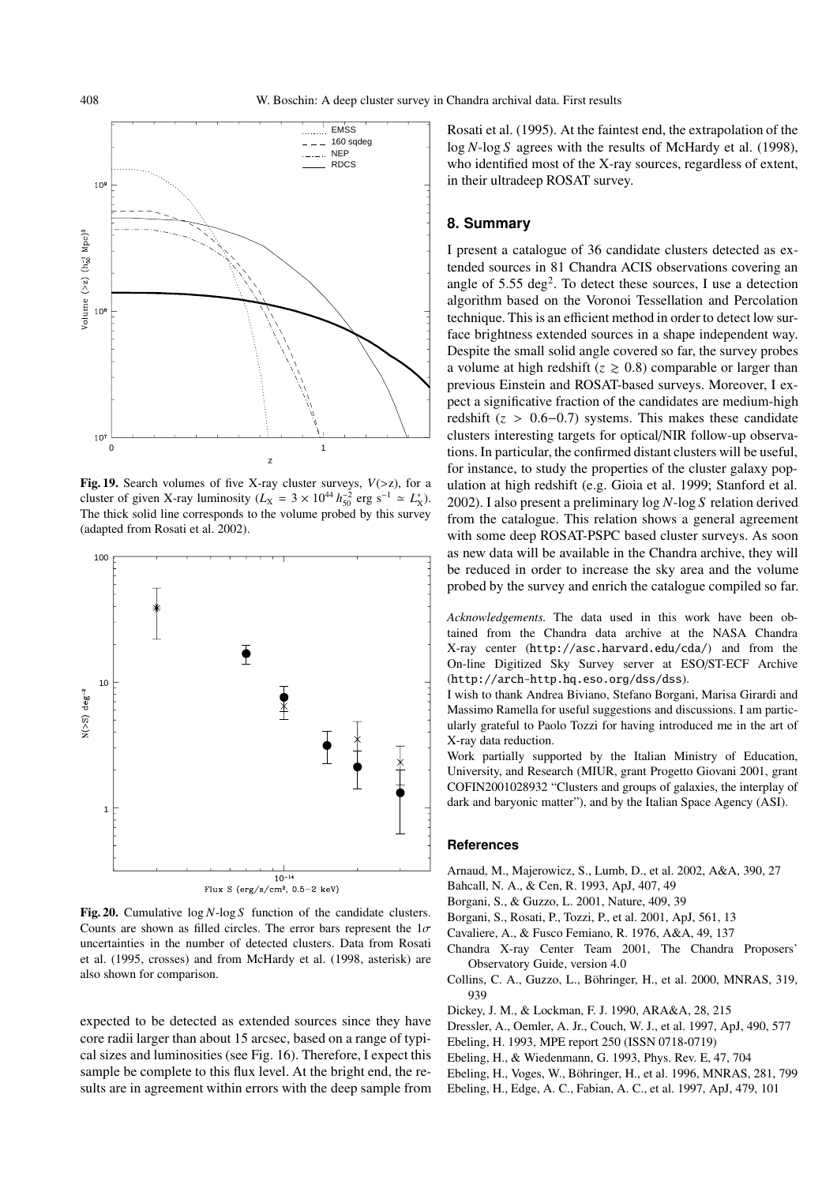**Fig. 19.** Search volumes of five X-ray cluster surveys, $V(>z)$, for a cluster of given X-ray luminosity ($L_X = 3 \times 10^{44}\,h_{50}^{-2}$ erg s$^{-1} \simeq L_X^*$). The thick solid line corresponds to the volume probed by this survey (adapted from Rosati et al. 2002).

**Fig. 20.** Cumulative $\log N$-$\log S$ function of the candidate clusters. Counts are shown as filled circles. The error bars represent the $1\sigma$ uncertainties in the number of detected clusters. Data from Rosati et al. (1995, crosses) and from McHardy et al. (1998, asterisk) are also shown for comparison.

expected to be detected as extended sources since they have core radii larger than about 15 arcsec, based on a range of typical sizes and luminosities (see Fig. 16). Therefore, I expect this sample be complete to this flux level. At the bright end, the results are in agreement within errors with the deep sample from Rosati et al. (1995). At the faintest end, the extrapolation of the $\log N$-$\log S$ agrees with the results of McHardy et al. (1998), who identified most of the X-ray sources, regardless of extent, in their ultradeep ROSAT survey.

## 8. Summary

I present a catalogue of 36 candidate clusters detected as extended sources in 81 Chandra ACIS observations covering an angle of 5.55 deg$^2$. To detect these sources, I use a detection algorithm based on the Voronoi Tessellation and Percolation technique. This is an efficient method in order to detect low surface brightness extended sources in a shape independent way. Despite the small solid angle covered so far, the survey probes a volume at high redshift ($z \gtrsim 0.8$) comparable or larger than previous Einstein and ROSAT-based surveys. Moreover, I expect a significative fraction of the candidates are medium-high redshift ($z > 0.6$–$0.7$) systems. This makes these candidate clusters interesting targets for optical/NIR follow-up observations. In particular, the confirmed distant clusters will be useful, for instance, to study the properties of the cluster galaxy population at high redshift (e.g. Gioia et al. 1999; Stanford et al. 2002). I also present a preliminary $\log N$-$\log S$ relation derived from the catalogue. This relation shows a general agreement with some deep ROSAT-PSPC based cluster surveys. As soon as new data will be available in the Chandra archive, they will be reduced in order to increase the sky area and the volume probed by the survey and enrich the catalogue compiled so far.

*Acknowledgements.* The data used in this work have been obtained from the Chandra data archive at the NASA Chandra X-ray center (http://asc.harvard.edu/cda/) and from the On-line Digitized Sky Survey server at ESO/ST-ECF Archive (http://arch-http.hq.eso.org/dss/dss).

I wish to thank Andrea Biviano, Stefano Borgani, Marisa Girardi and Massimo Ramella for useful suggestions and discussions. I am particularly grateful to Paolo Tozzi for having introduced me in the art of X-ray data reduction.

Work partially supported by the Italian Ministry of Education, University, and Research (MIUR, grant Progetto Giovani 2001, grant COFIN2001028932 "Clusters and groups of galaxies, the interplay of dark and baryonic matter"), and by the Italian Space Agency (ASI).

## References

Arnaud, M., Majerowicz, S., Lumb, D., et al. 2002, A&A, 390, 27

Bahcall, N. A., & Cen, R. 1993, ApJ, 407, 49

Borgani, S., & Guzzo, L. 2001, Nature, 409, 39

Borgani, S., Rosati, P., Tozzi, P., et al. 2001, ApJ, 561, 13

Cavaliere, A., & Fusco Femiano, R. 1976, A&A, 49, 137

Chandra X-ray Center Team 2001, The Chandra Proposers' Observatory Guide, version 4.0

Collins, C. A., Guzzo, L., Böhringer, H., et al. 2000, MNRAS, 319, 939

Dickey, J. M., & Lockman, F. J. 1990, ARA&A, 28, 215

Dressler, A., Oemler, A. Jr., Couch, W. J., et al. 1997, ApJ, 490, 577

Ebeling, H. 1993, MPE report 250 (ISSN 0718-0719)

Ebeling, H., & Wiedenmann, G. 1993, Phys. Rev. E, 47, 704

Ebeling, H., Voges, W., Böhringer, H., et al. 1996, MNRAS, 281, 799

Ebeling, H., Edge, A. C., Fabian, A. C., et al. 1997, ApJ, 479, 101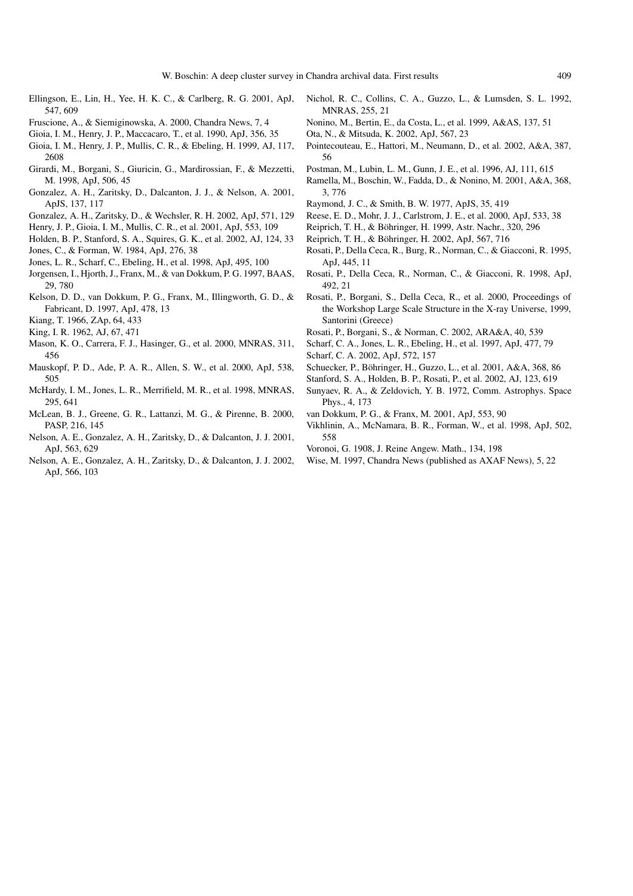Ellingson, E., Lin, H., Yee, H. K. C., & Carlberg, R. G. 2001, ApJ, 547, 609

Fruscione, A., & Siemiginowska, A. 2000, Chandra News, 7, 4

Gioia, I. M., Henry, J. P., Maccacaro, T., et al. 1990, ApJ, 356, 35

Gioia, I. M., Henry, J. P., Mullis, C. R., & Ebeling, H. 1999, AJ, 117, 2608

Girardi, M., Borgani, S., Giuricin, G., Mardirossian, F., & Mezzetti, M. 1998, ApJ, 506, 45

Gonzalez, A. H., Zaritsky, D., Dalcanton, J. J., & Nelson, A. 2001, ApJS, 137, 117

Gonzalez, A. H., Zaritsky, D., & Wechsler, R. H. 2002, ApJ, 571, 129

Henry, J. P., Gioia, I. M., Mullis, C. R., et al. 2001, ApJ, 553, 109

Holden, B. P., Stanford, S. A., Squires, G. K., et al. 2002, AJ, 124, 33

Jones, C., & Forman, W. 1984, ApJ, 276, 38

Jones, L. R., Scharf, C., Ebeling, H., et al. 1998, ApJ, 495, 100

Jorgensen, I., Hjorth, J., Franx, M., & van Dokkum, P. G. 1997, BAAS, 29, 780

Kelson, D. D., van Dokkum, P. G., Franx, M., Illingworth, G. D., & Fabricant, D. 1997, ApJ, 478, 13

Kiang, T. 1966, ZAp, 64, 433

King, I. R. 1962, AJ, 67, 471

Mason, K. O., Carrera, F. J., Hasinger, G., et al. 2000, MNRAS, 311, 456

Mauskopf, P. D., Ade, P. A. R., Allen, S. W., et al. 2000, ApJ, 538, 505

McHardy, I. M., Jones, L. R., Merrifield, M. R., et al. 1998, MNRAS, 295, 641

McLean, B. J., Greene, G. R., Lattanzi, M. G., & Pirenne, B. 2000, PASP, 216, 145

Nelson, A. E., Gonzalez, A. H., Zaritsky, D., & Dalcanton, J. J. 2001, ApJ, 563, 629

Nelson, A. E., Gonzalez, A. H., Zaritsky, D., & Dalcanton, J. J. 2002, ApJ, 566, 103

Nichol, R. C., Collins, C. A., Guzzo, L., & Lumsden, S. L. 1992, MNRAS, 255, 21

Nonino, M., Bertin, E., da Costa, L., et al. 1999, A&AS, 137, 51

Ota, N., & Mitsuda, K. 2002, ApJ, 567, 23

Pointecouteau, E., Hattori, M., Neumann, D., et al. 2002, A&A, 387, 56

Postman, M., Lubin, L. M., Gunn, J. E., et al. 1996, AJ, 111, 615

Ramella, M., Boschin, W., Fadda, D., & Nonino, M. 2001, A&A, 368, 3, 776

Raymond, J. C., & Smith, B. W. 1977, ApJS, 35, 419

Reese, E. D., Mohr, J. J., Carlstrom, J. E., et al. 2000, ApJ, 533, 38

Reiprich, T. H., & Böhringer, H. 1999, Astr. Nachr., 320, 296

Reiprich, T. H., & Böhringer, H. 2002, ApJ, 567, 716

Rosati, P., Della Ceca, R., Burg, R., Norman, C., & Giacconi, R. 1995, ApJ, 445, 11

Rosati, P., Della Ceca, R., Norman, C., & Giacconi, R. 1998, ApJ, 492, 21

Rosati, P., Borgani, S., Della Ceca, R., et al. 2000, Proceedings of the Workshop Large Scale Structure in the X-ray Universe, 1999, Santorini (Greece)

Rosati, P., Borgani, S., & Norman, C. 2002, ARA&A, 40, 539

Scharf, C. A., Jones, L. R., Ebeling, H., et al. 1997, ApJ, 477, 79

Scharf, C. A. 2002, ApJ, 572, 157

Schuecker, P., Böhringer, H., Guzzo, L., et al. 2001, A&A, 368, 86

Stanford, S. A., Holden, B. P., Rosati, P., et al. 2002, AJ, 123, 619

Sunyaev, R. A., & Zeldovich, Y. B. 1972, Comm. Astrophys. Space Phys., 4, 173

van Dokkum, P. G., & Franx, M. 2001, ApJ, 553, 90

Vikhlinin, A., McNamara, B. R., Forman, W., et al. 1998, ApJ, 502, 558

Voronoi, G. 1908, J. Reine Angew. Math., 134, 198

Wise, M. 1997, Chandra News (published as AXAF News), 5, 22